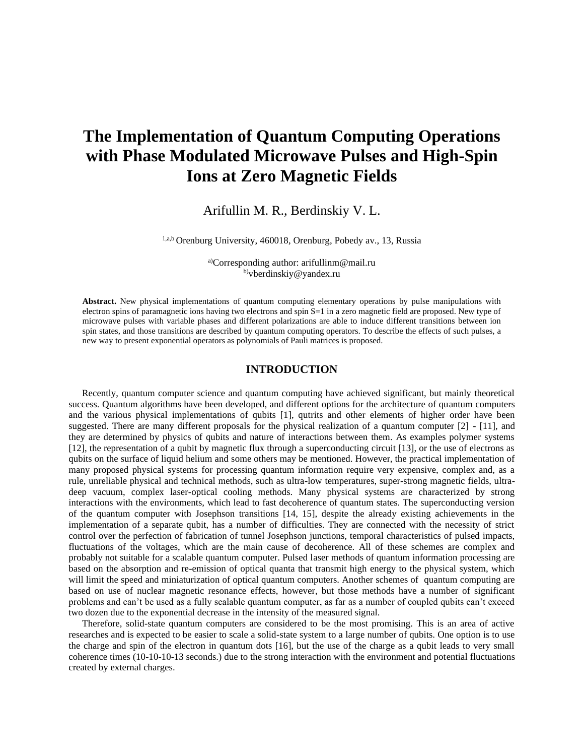# The Implementation of Quantum Computing Operations with Phase Modulated Microwave Pulses and High-Spin Ions at Zero Magnetic Fields

Arifullin M. R., Berdinskiy V. L.

[1,a,b] Orenburg University, 460018, Orenburg, Pobedy av., 13, Russia

[a)]Corresponding author: arifullinm@mail.ru
[b)]vberdinskiy@yandex.ru

**Abstract.** New physical implementations of quantum computing elementary operations by pulse manipulations with electron spins of paramagnetic ions having two electrons and spin S=1 in a zero magnetic field are proposed. New type of microwave pulses with variable phases and different polarizations are able to induce different transitions between ion spin states, and those transitions are described by quantum computing operators. To describe the effects of such pulses, a new way to present exponential operators as polynomials of Pauli matrices is proposed.

## INTRODUCTION

Recently, quantum computer science and quantum computing have achieved significant, but mainly theoretical success. Quantum algorithms have been developed, and different options for the architecture of quantum computers and the various physical implementations of qubits [1], qutrits and other elements of higher order have been suggested. There are many different proposals for the physical realization of a quantum computer [2] - [11], and they are determined by physics of qubits and nature of interactions between them. As examples polymer systems [12], the representation of a qubit by magnetic flux through a superconducting circuit [13], or the use of electrons as qubits on the surface of liquid helium and some others may be mentioned. However, the practical implementation of many proposed physical systems for processing quantum information require very expensive, complex and, as a rule, unreliable physical and technical methods, such as ultra-low temperatures, super-strong magnetic fields, ultra-deep vacuum, complex laser-optical cooling methods. Many physical systems are characterized by strong interactions with the environments, which lead to fast decoherence of quantum states. The superconducting version of the quantum computer with Josephson transitions [14, 15], despite the already existing achievements in the implementation of a separate qubit, has a number of difficulties. They are connected with the necessity of strict control over the perfection of fabrication of tunnel Josephson junctions, temporal characteristics of pulsed impacts, fluctuations of the voltages, which are the main cause of decoherence. All of these schemes are complex and probably not suitable for a scalable quantum computer. Pulsed laser methods of quantum information processing are based on the absorption and re-emission of optical quanta that transmit high energy to the physical system, which will limit the speed and miniaturization of optical quantum computers. Another schemes of quantum computing are based on use of nuclear magnetic resonance effects, however, but those methods have a number of significant problems and can't be used as a fully scalable quantum computer, as far as a number of coupled qubits can't exceed two dozen due to the exponential decrease in the intensity of the measured signal.

Therefore, solid-state quantum computers are considered to be the most promising. This is an area of active researches and is expected to be easier to scale a solid-state system to a large number of qubits. One option is to use the charge and spin of the electron in quantum dots [16], but the use of the charge as a qubit leads to very small coherence times (10-10-10-13 seconds.) due to the strong interaction with the environment and potential fluctuations created by external charges.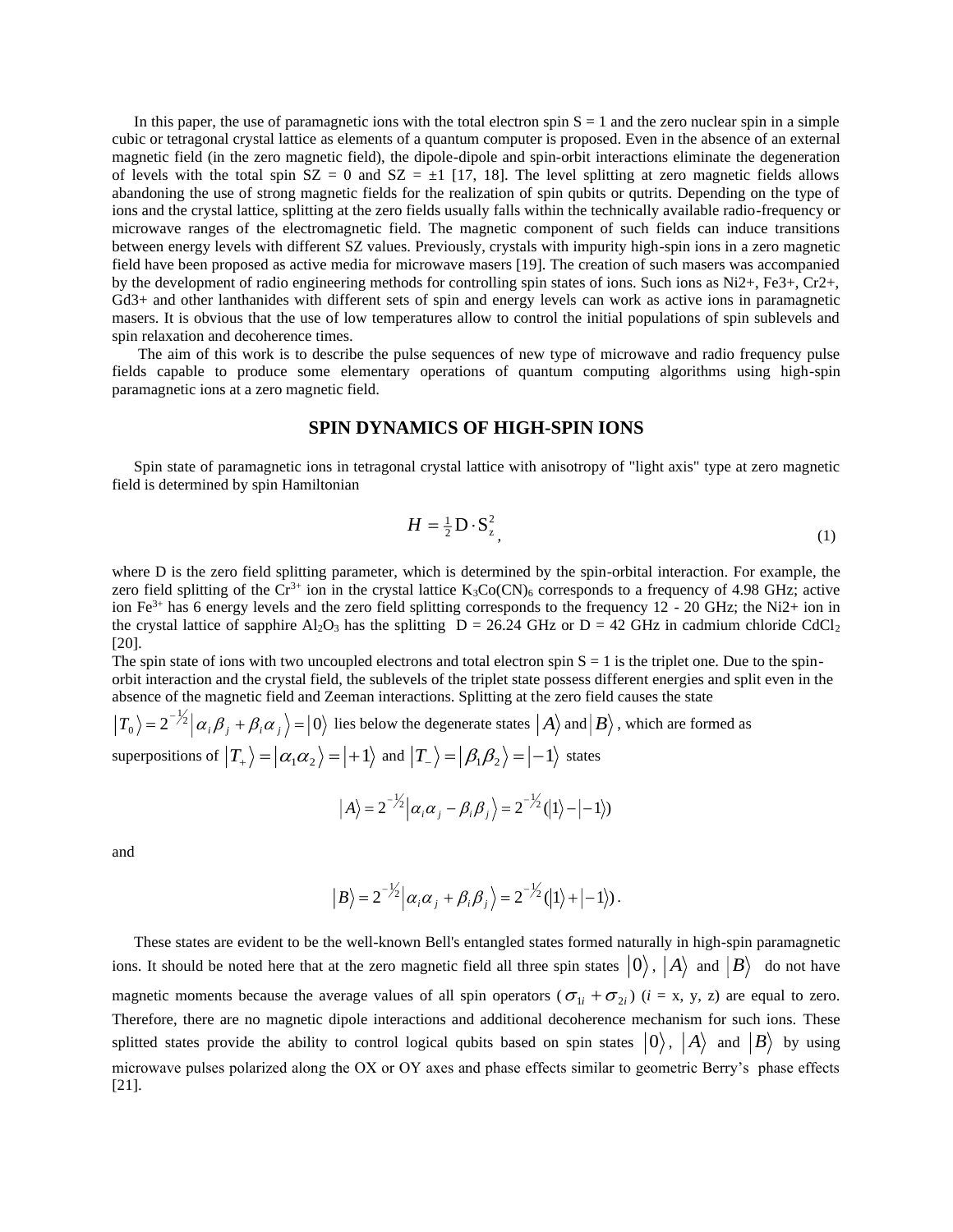In this paper, the use of paramagnetic ions with the total electron spin S = 1 and the zero nuclear spin in a simple cubic or tetragonal crystal lattice as elements of a quantum computer is proposed. Even in the absence of an external magnetic field (in the zero magnetic field), the dipole-dipole and spin-orbit interactions eliminate the degeneration of levels with the total spin SZ = 0 and SZ = ±1 [17, 18]. The level splitting at zero magnetic fields allows abandoning the use of strong magnetic fields for the realization of spin qubits or qutrits. Depending on the type of ions and the crystal lattice, splitting at the zero fields usually falls within the technically available radio-frequency or microwave ranges of the electromagnetic field. The magnetic component of such fields can induce transitions between energy levels with different SZ values. Previously, crystals with impurity high-spin ions in a zero magnetic field have been proposed as active media for microwave masers [19]. The creation of such masers was accompanied by the development of radio engineering methods for controlling spin states of ions. Such ions as Ni2+, Fe3+, Cr2+, Gd3+ and other lanthanides with different sets of spin and energy levels can work as active ions in paramagnetic masers. It is obvious that the use of low temperatures allow to control the initial populations of spin sublevels and spin relaxation and decoherence times.

The aim of this work is to describe the pulse sequences of new type of microwave and radio frequency pulse fields capable to produce some elementary operations of quantum computing algorithms using high-spin paramagnetic ions at a zero magnetic field.

## SPIN DYNAMICS OF HIGH-SPIN IONS

Spin state of paramagnetic ions in tetragonal crystal lattice with anisotropy of "light axis" type at zero magnetic field is determined by spin Hamiltonian

$$H = \tfrac{1}{2}\mathrm{D}\cdot \mathrm{S}_z^2, \tag{1}$$

where D is the zero field splitting parameter, which is determined by the spin-orbital interaction. For example, the zero field splitting of the $Cr^{3+}$ ion in the crystal lattice $K_3Co(CN)_6$ corresponds to a frequency of 4.98 GHz; active ion $Fe^{3+}$ has 6 energy levels and the zero field splitting corresponds to the frequency 12 - 20 GHz; the Ni2+ ion in the crystal lattice of sapphire $Al_2O_3$ has the splitting D = 26.24 GHz or D = 42 GHz in cadmium chloride $CdCl_2$ [20].

The spin state of ions with two uncoupled electrons and total electron spin S = 1 is the triplet one. Due to the spin-orbit interaction and the crystal field, the sublevels of the triplet state possess different energies and split even in the absence of the magnetic field and Zeeman interactions. Splitting at the zero field causes the state $\left|T_0\right\rangle = 2^{-1/2}\left|\alpha_i\beta_j + \beta_i\alpha_j\right\rangle = \left|0\right\rangle$ lies below the degenerate states $\left|A\right\rangle$ and $\left|B\right\rangle$, which are formed as superpositions of $\left|T_+\right\rangle = \left|\alpha_1\alpha_2\right\rangle = \left|+1\right\rangle$ and $\left|T_-\right\rangle = \left|\beta_1\beta_2\right\rangle = \left|-1\right\rangle$ states

$$\left|A\right\rangle = 2^{-1/2}\left|\alpha_i\alpha_j - \beta_i\beta_j\right\rangle = 2^{-1/2}(\left|1\right\rangle - \left|-1\right\rangle)$$

and

$$\left|B\right\rangle = 2^{-1/2}\left|\alpha_i\alpha_j + \beta_i\beta_j\right\rangle = 2^{-1/2}(\left|1\right\rangle + \left|-1\right\rangle).$$

These states are evident to be the well-known Bell's entangled states formed naturally in high-spin paramagnetic ions. It should be noted here that at the zero magnetic field all three spin states $\left|0\right\rangle$, $\left|A\right\rangle$ and $\left|B\right\rangle$ do not have magnetic moments because the average values of all spin operators ($\sigma_{1i} + \sigma_{2i}$) ($i$ = x, y, z) are equal to zero. Therefore, there are no magnetic dipole interactions and additional decoherence mechanism for such ions. These splitted states provide the ability to control logical qubits based on spin states $\left|0\right\rangle$, $\left|A\right\rangle$ and $\left|B\right\rangle$ by using microwave pulses polarized along the OX or OY axes and phase effects similar to geometric Berry's phase effects [21].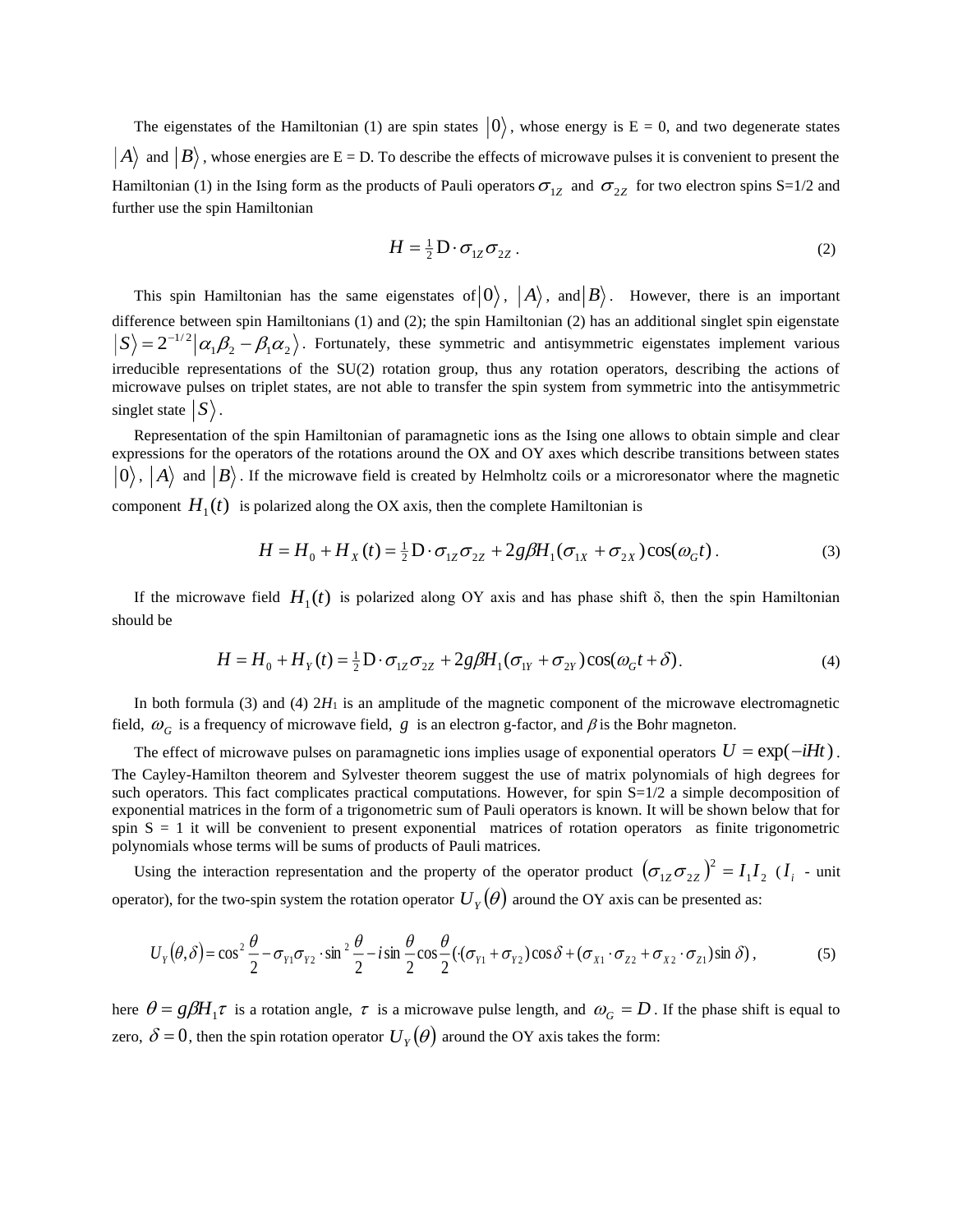The eigenstates of the Hamiltonian (1) are spin states $\left|0\right\rangle$, whose energy is E = 0, and two degenerate states $\left|A\right\rangle$ and $\left|B\right\rangle$, whose energies are E = D. To describe the effects of microwave pulses it is convenient to present the Hamiltonian (1) in the Ising form as the products of Pauli operators $\sigma_{1Z}$ and $\sigma_{2Z}$ for two electron spins S=1/2 and further use the spin Hamiltonian

$$H = \tfrac{1}{2}\,\mathrm{D}\cdot\sigma_{1Z}\sigma_{2Z}\,. \tag{2}$$

This spin Hamiltonian has the same eigenstates of $\left|0\right\rangle$, $\left|A\right\rangle$, and $\left|B\right\rangle$. However, there is an important difference between spin Hamiltonians (1) and (2); the spin Hamiltonian (2) has an additional singlet spin eigenstate $\left|S\right\rangle = 2^{-1/2}\left|\alpha_1\beta_2 - \beta_1\alpha_2\right\rangle$. Fortunately, these symmetric and antisymmetric eigenstates implement various irreducible representations of the SU(2) rotation group, thus any rotation operators, describing the actions of microwave pulses on triplet states, are not able to transfer the spin system from symmetric into the antisymmetric singlet state $\left|S\right\rangle$.

Representation of the spin Hamiltonian of paramagnetic ions as the Ising one allows to obtain simple and clear expressions for the operators of the rotations around the OX and OY axes which describe transitions between states $\left|0\right\rangle$, $\left|A\right\rangle$ and $\left|B\right\rangle$. If the microwave field is created by Helmholtz coils or a microresonator where the magnetic component $H_1(t)$ is polarized along the OX axis, then the complete Hamiltonian is

$$H = H_0 + H_X(t) = \tfrac{1}{2}\,\mathrm{D}\cdot\sigma_{1Z}\sigma_{2Z} + 2g\beta H_1(\sigma_{1X} + \sigma_{2X})\cos(\omega_G t)\,. \tag{3}$$

If the microwave field $H_1(t)$ is polarized along OY axis and has phase shift δ, then the spin Hamiltonian should be

$$H = H_0 + H_Y(t) = \tfrac{1}{2}\,\mathrm{D}\cdot\sigma_{1Z}\sigma_{2Z} + 2g\beta H_1(\sigma_{1Y} + \sigma_{2Y})\cos(\omega_G t + \delta)\,. \tag{4}$$

In both formula (3) and (4) $2H_1$ is an amplitude of the magnetic component of the microwave electromagnetic field, $\omega_G$ is a frequency of microwave field, $g$ is an electron g-factor, and $\beta$ is the Bohr magneton.

The effect of microwave pulses on paramagnetic ions implies usage of exponential operators $U = \exp(-iHt)$. The Cayley-Hamilton theorem and Sylvester theorem suggest the use of matrix polynomials of high degrees for such operators. This fact complicates practical computations. However, for spin S=1/2 a simple decomposition of exponential matrices in the form of a trigonometric sum of Pauli operators is known. It will be shown below that for spin S = 1 it will be convenient to present exponential matrices of rotation operators as finite trigonometric polynomials whose terms will be sums of products of Pauli matrices.

Using the interaction representation and the property of the operator product $\left(\sigma_{1Z}\sigma_{2Z}\right)^2 = I_1 I_2$ ($I_i$ - unit operator), for the two-spin system the rotation operator $U_Y(\theta)$ around the OY axis can be presented as:

$$U_Y(\theta,\delta) = \cos^2\frac{\theta}{2} - \sigma_{Y1}\sigma_{Y2}\cdot\sin^2\frac{\theta}{2} - i\sin\frac{\theta}{2}\cos\frac{\theta}{2}\left(\cdot(\sigma_{Y1} + \sigma_{Y2})\cos\delta + (\sigma_{X1}\cdot\sigma_{Z2} + \sigma_{X2}\cdot\sigma_{Z1})\sin\delta\right), \tag{5}$$

here $\theta = g\beta H_1\tau$ is a rotation angle, $\tau$ is a microwave pulse length, and $\omega_G = D$. If the phase shift is equal to zero, $\delta = 0$, then the spin rotation operator $U_Y(\theta)$ around the OY axis takes the form: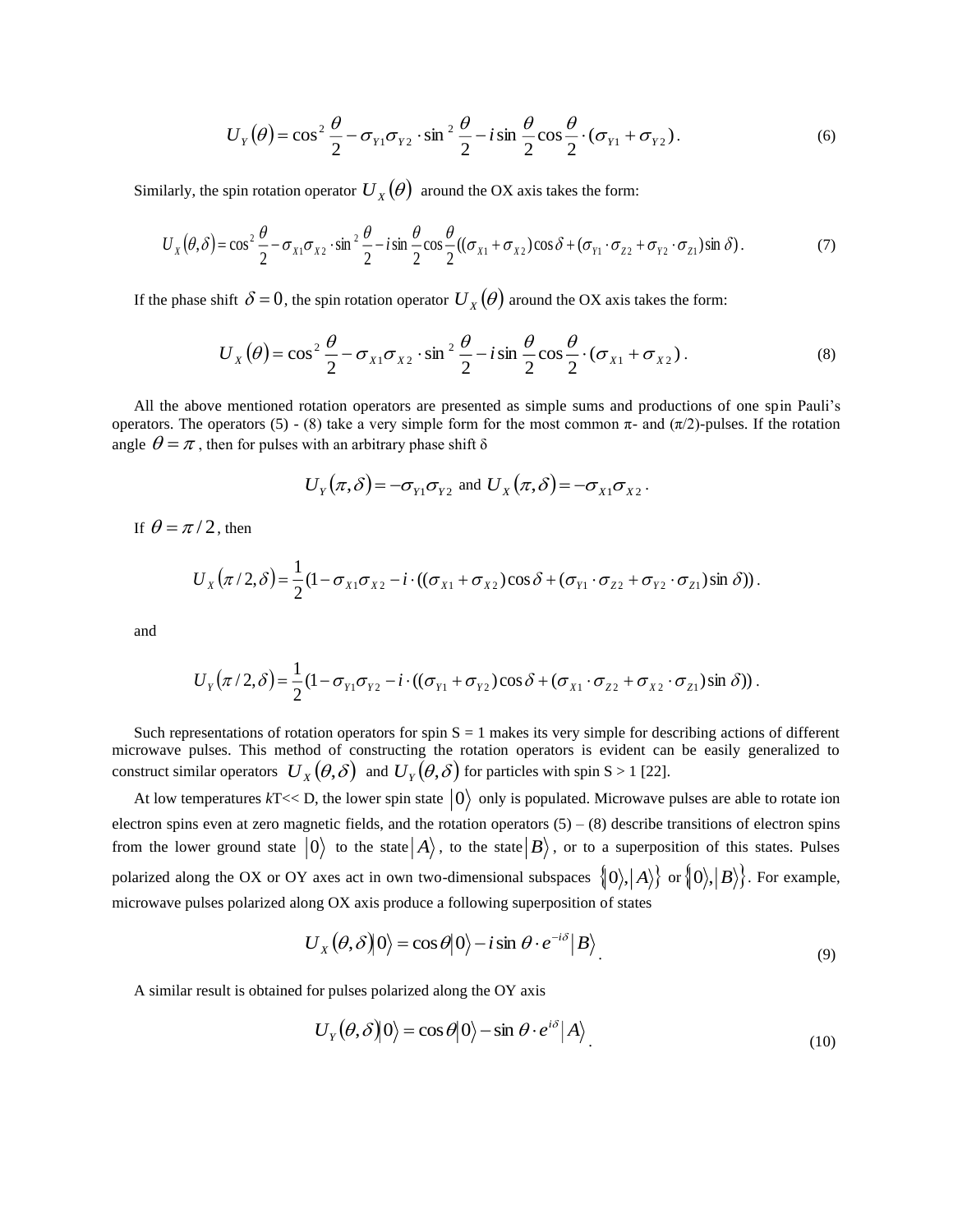$$U_Y(\theta) = \cos^2\frac{\theta}{2} - \sigma_{Y1}\sigma_{Y2}\cdot\sin^2\frac{\theta}{2} - i\sin\frac{\theta}{2}\cos\frac{\theta}{2}\cdot(\sigma_{Y1}+\sigma_{Y2}). \tag{6}$$

Similarly, the spin rotation operator $U_X(\theta)$ around the OX axis takes the form:

$$U_X(\theta,\delta) = \cos^2\frac{\theta}{2} - \sigma_{X1}\sigma_{X2}\cdot\sin^2\frac{\theta}{2} - i\sin\frac{\theta}{2}\cos\frac{\theta}{2}((\sigma_{X1}+\sigma_{X2})\cos\delta + (\sigma_{Y1}\cdot\sigma_{Z2}+\sigma_{Y2}\cdot\sigma_{Z1})\sin\delta). \tag{7}$$

If the phase shift $\delta = 0$, the spin rotation operator $U_X(\theta)$ around the OX axis takes the form:

$$U_X(\theta) = \cos^2\frac{\theta}{2} - \sigma_{X1}\sigma_{X2}\cdot\sin^2\frac{\theta}{2} - i\sin\frac{\theta}{2}\cos\frac{\theta}{2}\cdot(\sigma_{X1}+\sigma_{X2}). \tag{8}$$

All the above mentioned rotation operators are presented as simple sums and productions of one spin Pauli's operators. The operators (5) - (8) take a very simple form for the most common π- and (π/2)-pulses. If the rotation angle $\theta = \pi$, then for pulses with an arbitrary phase shift δ

$$U_Y(\pi,\delta) = -\sigma_{Y1}\sigma_{Y2} \text{ and } U_X(\pi,\delta) = -\sigma_{X1}\sigma_{X2}.$$

If $\theta = \pi/2$, then

$$U_X(\pi/2,\delta) = \frac{1}{2}(1 - \sigma_{X1}\sigma_{X2} - i\cdot((\sigma_{X1}+\sigma_{X2})\cos\delta + (\sigma_{Y1}\cdot\sigma_{Z2}+\sigma_{Y2}\cdot\sigma_{Z1})\sin\delta)).$$

and

$$U_Y(\pi/2,\delta) = \frac{1}{2}(1 - \sigma_{Y1}\sigma_{Y2} - i\cdot((\sigma_{Y1}+\sigma_{Y2})\cos\delta + (\sigma_{X1}\cdot\sigma_{Z2}+\sigma_{X2}\cdot\sigma_{Z1})\sin\delta)).$$

Such representations of rotation operators for spin S = 1 makes its very simple for describing actions of different microwave pulses. This method of constructing the rotation operators is evident can be easily generalized to construct similar operators $U_X(\theta,\delta)$ and $U_Y(\theta,\delta)$ for particles with spin S > 1 [22].

At low temperatures $kT \ll D$, the lower spin state $|0\rangle$ only is populated. Microwave pulses are able to rotate ion electron spins even at zero magnetic fields, and the rotation operators (5) – (8) describe transitions of electron spins from the lower ground state $|0\rangle$ to the state $|A\rangle$, to the state $|B\rangle$, or to a superposition of this states. Pulses polarized along the OX or OY axes act in own two-dimensional subspaces $\{|0\rangle,|A\rangle\}$ or $\{|0\rangle,|B\rangle\}$. For example, microwave pulses polarized along OX axis produce a following superposition of states

$$U_X(\theta,\delta)|0\rangle = \cos\theta|0\rangle - i\sin\theta\cdot e^{-i\delta}|B\rangle. \tag{9}$$

A similar result is obtained for pulses polarized along the OY axis

$$U_Y(\theta,\delta)|0\rangle = \cos\theta|0\rangle - \sin\theta\cdot e^{i\delta}|A\rangle. \tag{10}$$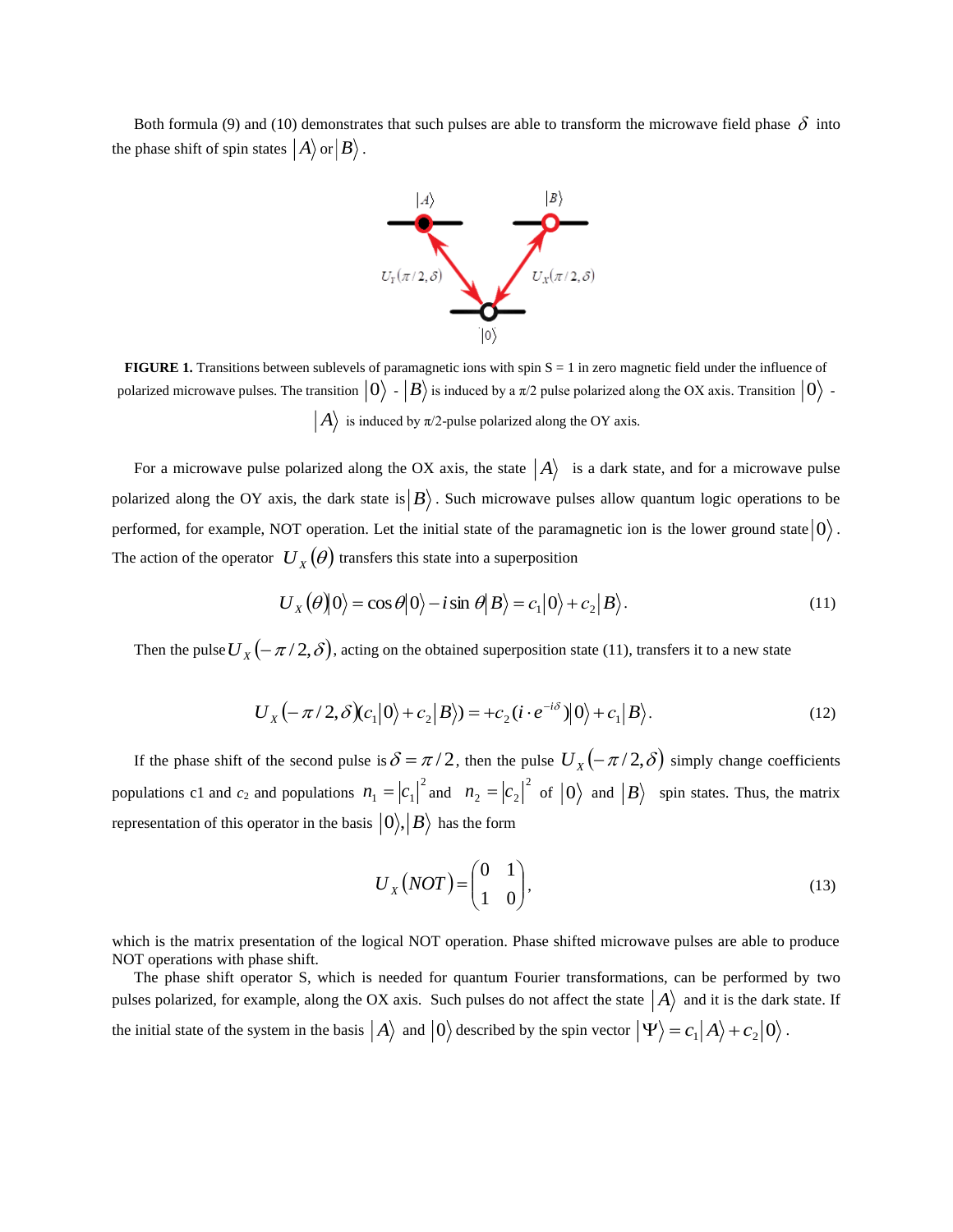Both formula (9) and (10) demonstrates that such pulses are able to transform the microwave field phase $\delta$ into the phase shift of spin states $|A\rangle$ or $|B\rangle$.

**FIGURE 1.** Transitions between sublevels of paramagnetic ions with spin S = 1 in zero magnetic field under the influence of polarized microwave pulses. The transition $|0\rangle$ - $|B\rangle$ is induced by a π/2 pulse polarized along the OX axis. Transition $|0\rangle$ - $|A\rangle$ is induced by π/2-pulse polarized along the OY axis.

For a microwave pulse polarized along the OX axis, the state $|A\rangle$ is a dark state, and for a microwave pulse polarized along the OY axis, the dark state is $|B\rangle$. Such microwave pulses allow quantum logic operations to be performed, for example, NOT operation. Let the initial state of the paramagnetic ion is the lower ground state $|0\rangle$. The action of the operator $U_X(\theta)$ transfers this state into a superposition

$$U_X(\theta)|0\rangle = \cos\theta|0\rangle - i\sin\theta|B\rangle = c_1|0\rangle + c_2|B\rangle. \tag{11}$$

Then the pulse $U_X(-\pi/2,\delta)$, acting on the obtained superposition state (11), transfers it to a new state

$$U_X(-\pi/2,\delta)(c_1|0\rangle + c_2|B\rangle) = +c_2(i\cdot e^{-i\delta})|0\rangle + c_1|B\rangle. \tag{12}$$

If the phase shift of the second pulse is $\delta = \pi/2$, then the pulse $U_X(-\pi/2,\delta)$ simply change coefficients populations c1 and $c_2$ and populations $n_1 = |c_1|^2$ and $n_2 = |c_2|^2$ of $|0\rangle$ and $|B\rangle$ spin states. Thus, the matrix representation of this operator in the basis $|0\rangle, |B\rangle$ has the form

$$U_X(NOT) = \begin{pmatrix} 0 & 1 \\ 1 & 0 \end{pmatrix}, \tag{13}$$

which is the matrix presentation of the logical NOT operation. Phase shifted microwave pulses are able to produce NOT operations with phase shift.

The phase shift operator S, which is needed for quantum Fourier transformations, can be performed by two pulses polarized, for example, along the OX axis. Such pulses do not affect the state $|A\rangle$ and it is the dark state. If the initial state of the system in the basis $|A\rangle$ and $|0\rangle$ described by the spin vector $|\Psi\rangle = c_1|A\rangle + c_2|0\rangle$.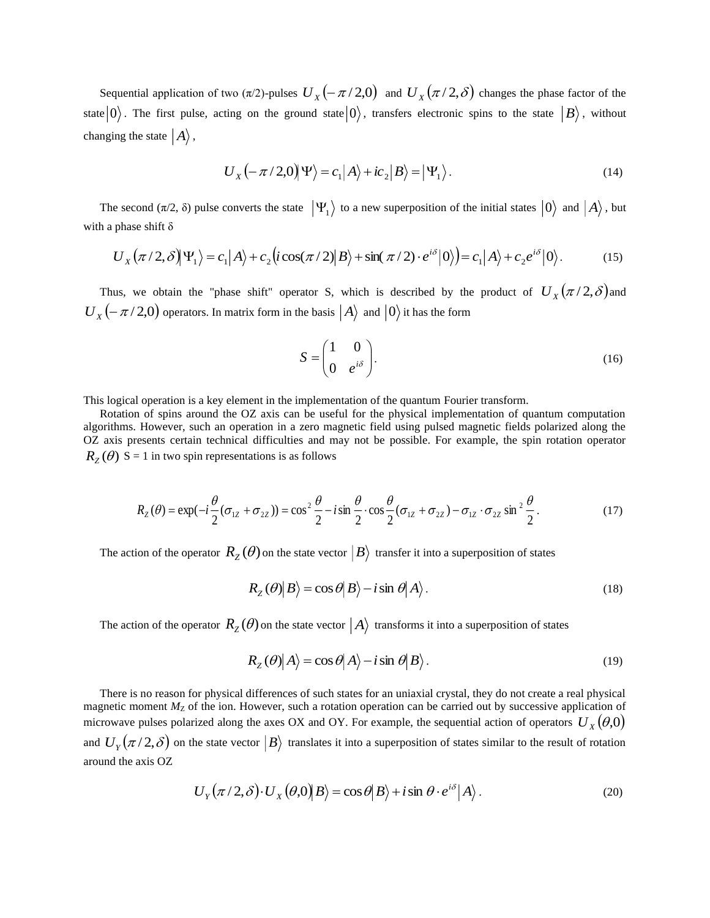Sequential application of two (π/2)-pulses $U_X(-\pi/2, 0)$ and $U_X(\pi/2, \delta)$ changes the phase factor of the state $|0\rangle$. The first pulse, acting on the ground state $|0\rangle$, transfers electronic spins to the state $|B\rangle$, without changing the state $|A\rangle$,

$$U_X(-\pi/2, 0)|\Psi\rangle = c_1|A\rangle + ic_2|B\rangle = |\Psi_1\rangle. \tag{14}$$

The second (π/2, δ) pulse converts the state $|\Psi_1\rangle$ to a new superposition of the initial states $|0\rangle$ and $|A\rangle$, but with a phase shift δ

$$U_X(\pi/2, \delta)|\Psi_1\rangle = c_1|A\rangle + c_2\left(i\cos(\pi/2)|B\rangle + \sin(\pi/2)\cdot e^{i\delta}|0\rangle\right) = c_1|A\rangle + c_2 e^{i\delta}|0\rangle. \tag{15}$$

Thus, we obtain the "phase shift" operator S, which is described by the product of $U_X(\pi/2, \delta)$ and $U_X(-\pi/2, 0)$ operators. In matrix form in the basis $|A\rangle$ and $|0\rangle$ it has the form

$$S = \begin{pmatrix} 1 & 0 \\ 0 & e^{i\delta} \end{pmatrix}. \tag{16}$$

This logical operation is a key element in the implementation of the quantum Fourier transform.

Rotation of spins around the OZ axis can be useful for the physical implementation of quantum computation algorithms. However, such an operation in a zero magnetic field using pulsed magnetic fields polarized along the OZ axis presents certain technical difficulties and may not be possible. For example, the spin rotation operator $R_Z(\theta)$ S = 1 in two spin representations is as follows

$$R_Z(\theta) = \exp(-i\frac{\theta}{2}(\sigma_{1Z} + \sigma_{2Z})) = \cos^2\frac{\theta}{2} - i\sin\frac{\theta}{2}\cdot\cos\frac{\theta}{2}(\sigma_{1Z} + \sigma_{2Z}) - \sigma_{1Z}\cdot\sigma_{2Z}\sin^2\frac{\theta}{2}. \tag{17}$$

The action of the operator $R_Z(\theta)$ on the state vector $|B\rangle$ transfer it into a superposition of states

$$R_Z(\theta)|B\rangle = \cos\theta|B\rangle - i\sin\theta|A\rangle. \tag{18}$$

The action of the operator $R_Z(\theta)$ on the state vector $|A\rangle$ transforms it into a superposition of states

$$R_Z(\theta)|A\rangle = \cos\theta|A\rangle - i\sin\theta|B\rangle. \tag{19}$$

There is no reason for physical differences of such states for an uniaxial crystal, they do not create a real physical magnetic moment $M_Z$ of the ion. However, such a rotation operation can be carried out by successive application of microwave pulses polarized along the axes OX and OY. For example, the sequential action of operators $U_X(\theta, 0)$ and $U_Y(\pi/2, \delta)$ on the state vector $|B\rangle$ translates it into a superposition of states similar to the result of rotation around the axis OZ

$$U_Y(\pi/2, \delta)\cdot U_X(\theta, 0)|B\rangle = \cos\theta|B\rangle + i\sin\theta\cdot e^{i\delta}|A\rangle. \tag{20}$$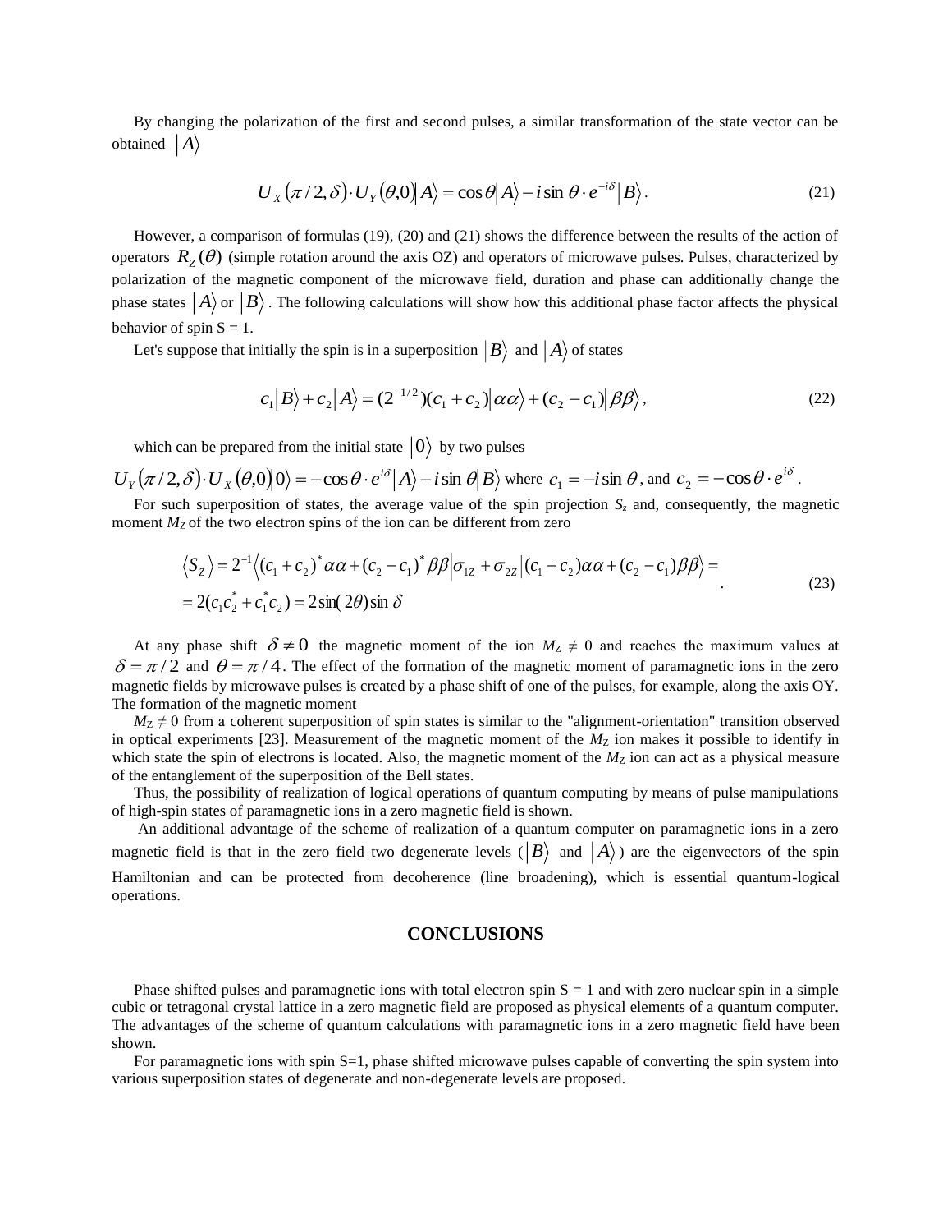By changing the polarization of the first and second pulses, a similar transformation of the state vector can be obtained $|A\rangle$

$$U_X(\pi/2,\delta)\cdot U_Y(\theta,0)|A\rangle = \cos\theta|A\rangle - i\sin\theta\cdot e^{-i\delta}|B\rangle. \tag{21}$$

However, a comparison of formulas (19), (20) and (21) shows the difference between the results of the action of operators $R_Z(\theta)$ (simple rotation around the axis OZ) and operators of microwave pulses. Pulses, characterized by polarization of the magnetic component of the microwave field, duration and phase can additionally change the phase states $|A\rangle$ or $|B\rangle$. The following calculations will show how this additional phase factor affects the physical behavior of spin S = 1.

Let's suppose that initially the spin is in a superposition $|B\rangle$ and $|A\rangle$ of states

$$c_1|B\rangle + c_2|A\rangle = (2^{-1/2})(c_1+c_2)|\alpha\alpha\rangle + (c_2-c_1)|\beta\beta\rangle, \tag{22}$$

which can be prepared from the initial state $|0\rangle$ by two pulses

$U_Y(\pi/2,\delta)\cdot U_X(\theta,0)|0\rangle = -\cos\theta\cdot e^{i\delta}|A\rangle - i\sin\theta|B\rangle$ where $c_1 = -i\sin\theta$, and $c_2 = -\cos\theta\cdot e^{i\delta}$.

For such superposition of states, the average value of the spin projection $S_z$ and, consequently, the magnetic moment $M_Z$ of the two electron spins of the ion can be different from zero

$$\begin{aligned}\langle S_Z\rangle &= 2^{-1}\langle(c_1+c_2)^*\alpha\alpha + (c_2-c_1)^*\beta\beta|\sigma_{1Z}+\sigma_{2Z}|(c_1+c_2)\alpha\alpha + (c_2-c_1)\beta\beta\rangle = \\ &= 2(c_1c_2^* + c_1^*c_2) = 2\sin(2\theta)\sin\delta\end{aligned} \tag{23}$$

At any phase shift $\delta \neq 0$ the magnetic moment of the ion $M_Z \neq 0$ and reaches the maximum values at $\delta = \pi/2$ and $\theta = \pi/4$. The effect of the formation of the magnetic moment of paramagnetic ions in the zero magnetic fields by microwave pulses is created by a phase shift of one of the pulses, for example, along the axis OY. The formation of the magnetic moment

$M_Z \neq 0$ from a coherent superposition of spin states is similar to the "alignment-orientation" transition observed in optical experiments [23]. Measurement of the magnetic moment of the $M_Z$ ion makes it possible to identify in which state the spin of electrons is located. Also, the magnetic moment of the $M_Z$ ion can act as a physical measure of the entanglement of the superposition of the Bell states.

Thus, the possibility of realization of logical operations of quantum computing by means of pulse manipulations of high-spin states of paramagnetic ions in a zero magnetic field is shown.

An additional advantage of the scheme of realization of a quantum computer on paramagnetic ions in a zero magnetic field is that in the zero field two degenerate levels ($|B\rangle$ and $|A\rangle$) are the eigenvectors of the spin Hamiltonian and can be protected from decoherence (line broadening), which is essential quantum-logical operations.

## CONCLUSIONS

Phase shifted pulses and paramagnetic ions with total electron spin S = 1 and with zero nuclear spin in a simple cubic or tetragonal crystal lattice in a zero magnetic field are proposed as physical elements of a quantum computer. The advantages of the scheme of quantum calculations with paramagnetic ions in a zero magnetic field have been shown.

For paramagnetic ions with spin S=1, phase shifted microwave pulses capable of converting the spin system into various superposition states of degenerate and non-degenerate levels are proposed.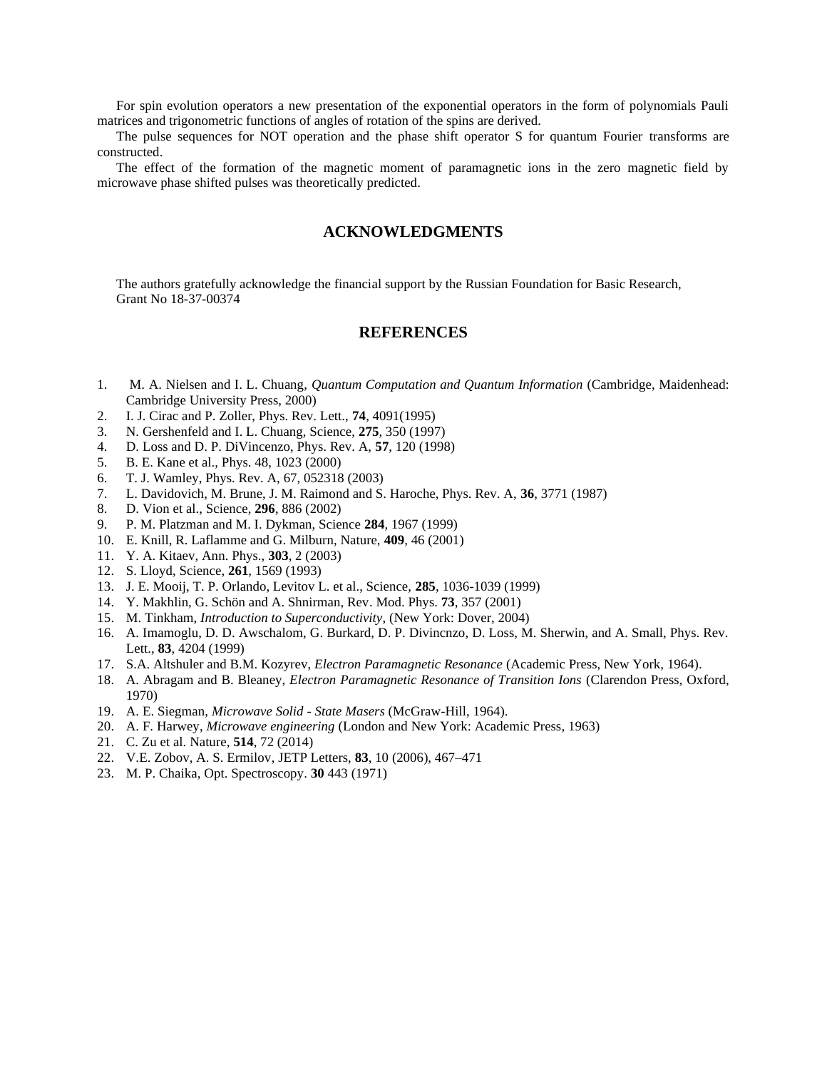For spin evolution operators a new presentation of the exponential operators in the form of polynomials Pauli matrices and trigonometric functions of angles of rotation of the spins are derived.

The pulse sequences for NOT operation and the phase shift operator S for quantum Fourier transforms are constructed.

The effect of the formation of the magnetic moment of paramagnetic ions in the zero magnetic field by microwave phase shifted pulses was theoretically predicted.

## ACKNOWLEDGMENTS

The authors gratefully acknowledge the financial support by the Russian Foundation for Basic Research, Grant No 18-37-00374

## REFERENCES

1. M. A. Nielsen and I. L. Chuang, *Quantum Computation and Quantum Information* (Cambridge, Maidenhead: Cambridge University Press, 2000)
2. I. J. Cirac and P. Zoller, Phys. Rev. Lett., **74**, 4091(1995)
3. N. Gershenfeld and I. L. Chuang, Science, **275**, 350 (1997)
4. D. Loss and D. P. DiVincenzo, Phys. Rev. A, **57**, 120 (1998)
5. B. E. Kane et al., Phys. 48, 1023 (2000)
6. T. J. Wamley, Phys. Rev. A, 67, 052318 (2003)
7. L. Davidovich, M. Brune, J. M. Raimond and S. Haroche, Phys. Rev. A, **36**, 3771 (1987)
8. D. Vion et al., Science, **296**, 886 (2002)
9. P. M. Platzman and M. I. Dykman, Science **284**, 1967 (1999)
10. E. Knill, R. Laflamme and G. Milburn, Nature, **409**, 46 (2001)
11. Y. A. Kitaev, Ann. Phys., **303**, 2 (2003)
12. S. Lloyd, Science, **261**, 1569 (1993)
13. J. E. Mooij, T. P. Orlando, Levitov L. et al., Science, **285**, 1036-1039 (1999)
14. Y. Makhlin, G. Schön and A. Shnirman, Rev. Mod. Phys. **73**, 357 (2001)
15. M. Tinkham, *Introduction to Superconductivity*, (New York: Dover, 2004)
16. A. Imamoglu, D. D. Awschalom, G. Burkard, D. P. Divincnzo, D. Loss, M. Sherwin, and A. Small, Phys. Rev. Lett., **83**, 4204 (1999)
17. S.A. Altshuler and B.M. Kozyrev, *Electron Paramagnetic Resonance* (Academic Press, New York, 1964).
18. A. Abragam and B. Bleaney, *Electron Paramagnetic Resonance of Transition Ions* (Clarendon Press, Oxford, 1970)
19. A. E. Siegman, *Microwave Solid - State Masers* (McGraw-Hill, 1964).
20. A. F. Harwey, *Microwave engineering* (London and New York: Academic Press, 1963)
21. C. Zu et al. Nature, **514**, 72 (2014)
22. V.E. Zobov, A. S. Ermilov, JETP Letters, **83**, 10 (2006), 467–471
23. M. P. Chaika, Opt. Spectroscopy. **30** 443 (1971)